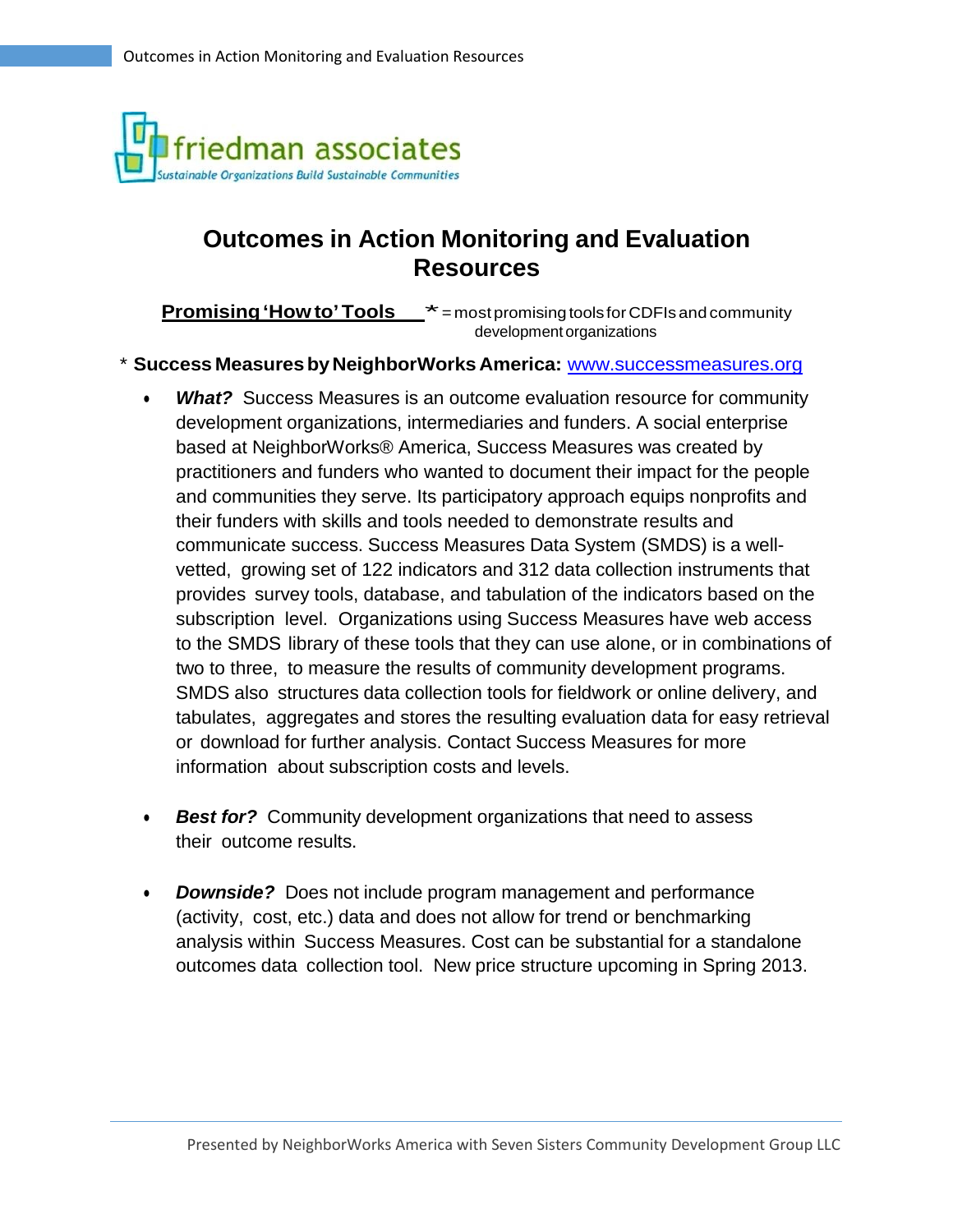# Outcomes in Action Monitoring and Evaluation Resources

**Promising 'How to' Tools** * = most promising tools for CDFIs and community development organizations

\* **Success Measures by NeighborWorks America:** [www.successmeasures.org](http://www.successmeasures.org)

- ***What?*** Success Measures is an outcome evaluation resource for community development organizations, intermediaries and funders. A social enterprise based at NeighborWorks® America, Success Measures was created by practitioners and funders who wanted to document their impact for the people and communities they serve. Its participatory approach equips nonprofits and their funders with skills and tools needed to demonstrate results and communicate success. Success Measures Data System (SMDS) is a well-vetted, growing set of 122 indicators and 312 data collection instruments that provides survey tools, database, and tabulation of the indicators based on the subscription level. Organizations using Success Measures have web access to the SMDS library of these tools that they can use alone, or in combinations of two to three, to measure the results of community development programs. SMDS also structures data collection tools for fieldwork or online delivery, and tabulates, aggregates and stores the resulting evaluation data for easy retrieval or download for further analysis. Contact Success Measures for more information about subscription costs and levels.

- ***Best for?*** Community development organizations that need to assess their outcome results.

- ***Downside?*** Does not include program management and performance (activity, cost, etc.) data and does not allow for trend or benchmarking analysis within Success Measures. Cost can be substantial for a standalone outcomes data collection tool. New price structure upcoming in Spring 2013.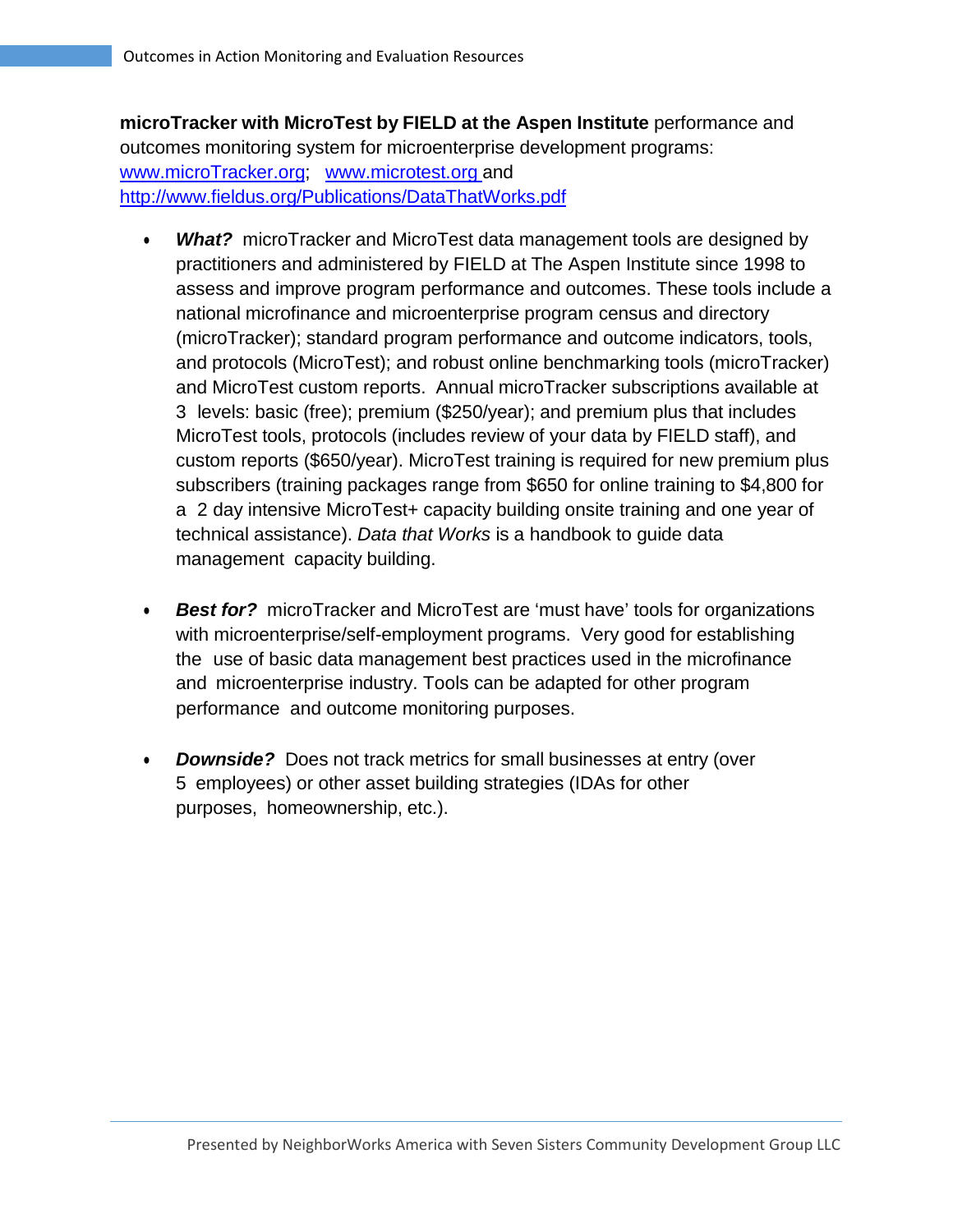**microTracker with MicroTest by FIELD at the Aspen Institute** performance and outcomes monitoring system for microenterprise development programs: [www.microTracker.org](http://www.microTracker.org); [www.microtest.org](http://www.microtest.org) and [http://www.fieldus.org/Publications/DataThatWorks.pdf](http://www.fieldus.org/Publications/DataThatWorks.pdf)

- ***What?*** microTracker and MicroTest data management tools are designed by practitioners and administered by FIELD at The Aspen Institute since 1998 to assess and improve program performance and outcomes. These tools include a national microfinance and microenterprise program census and directory (microTracker); standard program performance and outcome indicators, tools, and protocols (MicroTest); and robust online benchmarking tools (microTracker) and MicroTest custom reports. Annual microTracker subscriptions available at 3 levels: basic (free); premium ($250/year); and premium plus that includes MicroTest tools, protocols (includes review of your data by FIELD staff), and custom reports ($650/year). MicroTest training is required for new premium plus subscribers (training packages range from $650 for online training to $4,800 for a 2 day intensive MicroTest+ capacity building onsite training and one year of technical assistance). *Data that Works* is a handbook to guide data management capacity building.

- ***Best for?*** microTracker and MicroTest are 'must have' tools for organizations with microenterprise/self-employment programs. Very good for establishing the use of basic data management best practices used in the microfinance and microenterprise industry. Tools can be adapted for other program performance and outcome monitoring purposes.

- ***Downside?*** Does not track metrics for small businesses at entry (over 5 employees) or other asset building strategies (IDAs for other purposes, homeownership, etc.).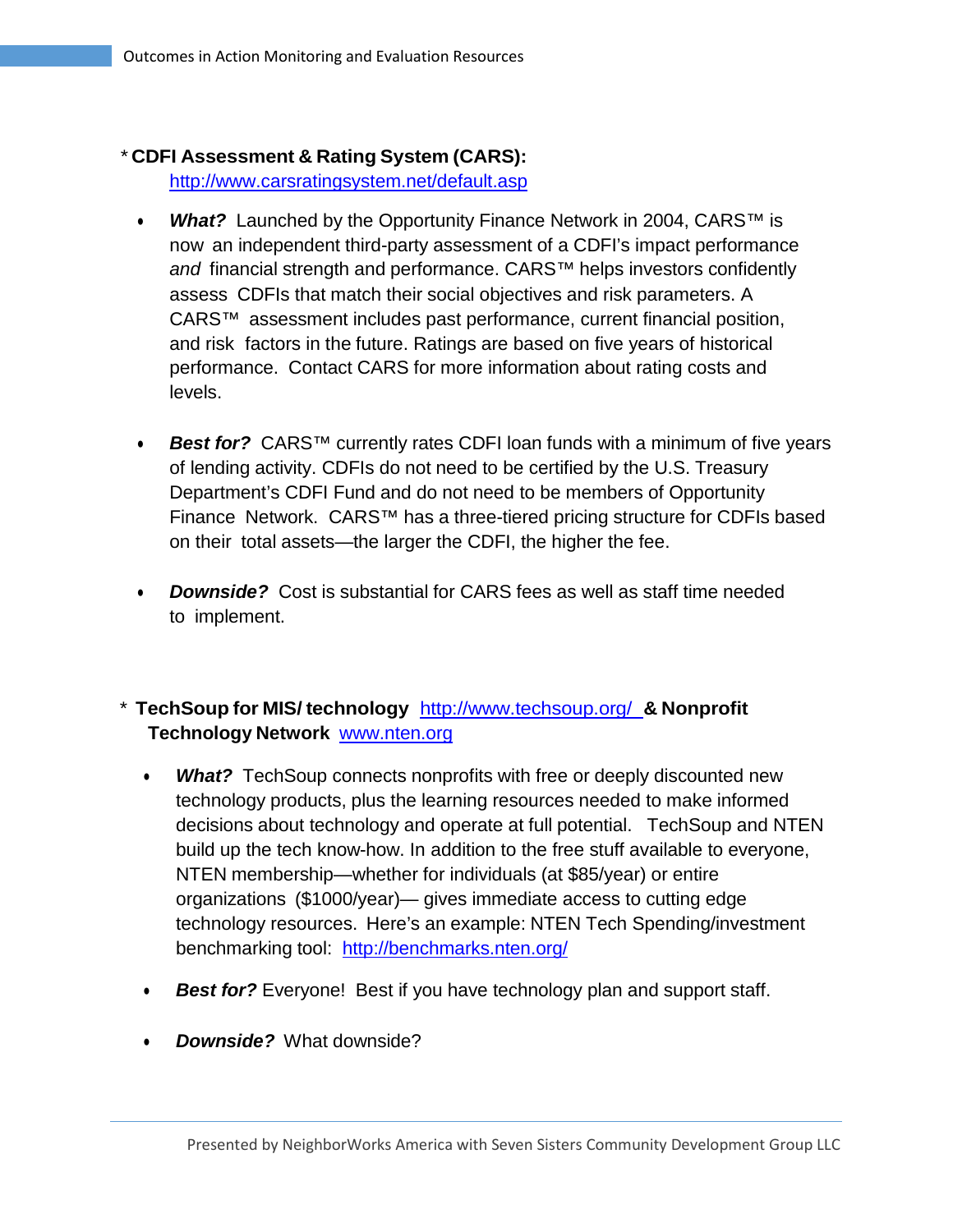* **CDFI Assessment & Rating System (CARS):** http://www.carsratingsystem.net/default.asp

- ***What?*** Launched by the Opportunity Finance Network in 2004, CARS™ is now an independent third-party assessment of a CDFI's impact performance *and* financial strength and performance. CARS™ helps investors confidently assess CDFIs that match their social objectives and risk parameters. A CARS™ assessment includes past performance, current financial position, and risk factors in the future. Ratings are based on five years of historical performance. Contact CARS for more information about rating costs and levels.

- ***Best for?*** CARS™ currently rates CDFI loan funds with a minimum of five years of lending activity. CDFIs do not need to be certified by the U.S. Treasury Department's CDFI Fund and do not need to be members of Opportunity Finance Network. CARS™ has a three-tiered pricing structure for CDFIs based on their total assets—the larger the CDFI, the higher the fee.

- ***Downside?*** Cost is substantial for CARS fees as well as staff time needed to implement.

* **TechSoup for MIS/ technology** http://www.techsoup.org/ **& Nonprofit Technology Network** www.nten.org

- ***What?*** TechSoup connects nonprofits with free or deeply discounted new technology products, plus the learning resources needed to make informed decisions about technology and operate at full potential. TechSoup and NTEN build up the tech know-how. In addition to the free stuff available to everyone, NTEN membership—whether for individuals (at $85/year) or entire organizations ($1000/year)— gives immediate access to cutting edge technology resources. Here's an example: NTEN Tech Spending/investment benchmarking tool: http://benchmarks.nten.org/

- ***Best for?*** Everyone! Best if you have technology plan and support staff.

- ***Downside?*** What downside?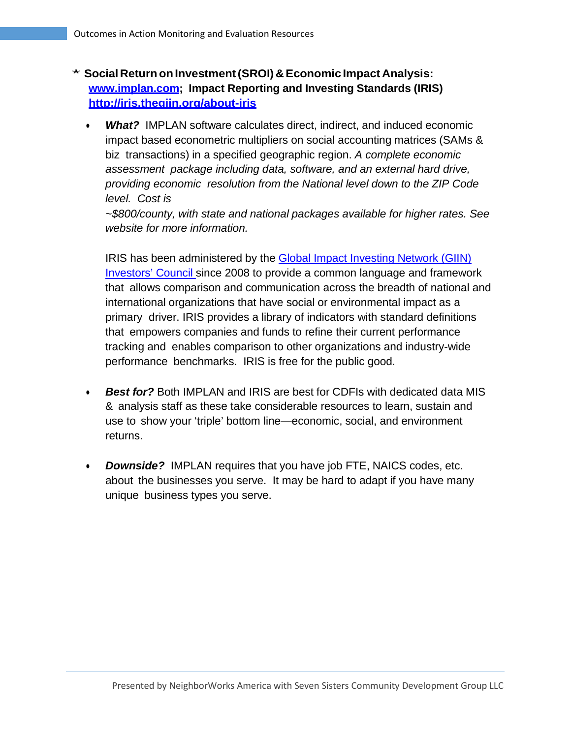* **Social Return on Investment (SROI) & Economic Impact Analysis: [www.implan.com](http://www.implan.com); Impact Reporting and Investing Standards (IRIS) [http://iris.thegiin.org/about-iris](http://iris.thegiin.org/about-iris)**

- ***What?*** IMPLAN software calculates direct, indirect, and induced economic impact based econometric multipliers on social accounting matrices (SAMs & biz transactions) in a specified geographic region. *A complete economic assessment package including data, software, and an external hard drive, providing economic resolution from the National level down to the ZIP Code level. Cost is ~$800/county, with state and national packages available for higher rates. See website for more information.*

  IRIS has been administered by the Global Impact Investing Network (GIIN) Investors' Council since 2008 to provide a common language and framework that allows comparison and communication across the breadth of national and international organizations that have social or environmental impact as a primary driver. IRIS provides a library of indicators with standard definitions that empowers companies and funds to refine their current performance tracking and enables comparison to other organizations and industry-wide performance benchmarks. IRIS is free for the public good.

- ***Best for?*** Both IMPLAN and IRIS are best for CDFIs with dedicated data MIS & analysis staff as these take considerable resources to learn, sustain and use to show your 'triple' bottom line—economic, social, and environment returns.

- ***Downside?*** IMPLAN requires that you have job FTE, NAICS codes, etc. about the businesses you serve. It may be hard to adapt if you have many unique business types you serve.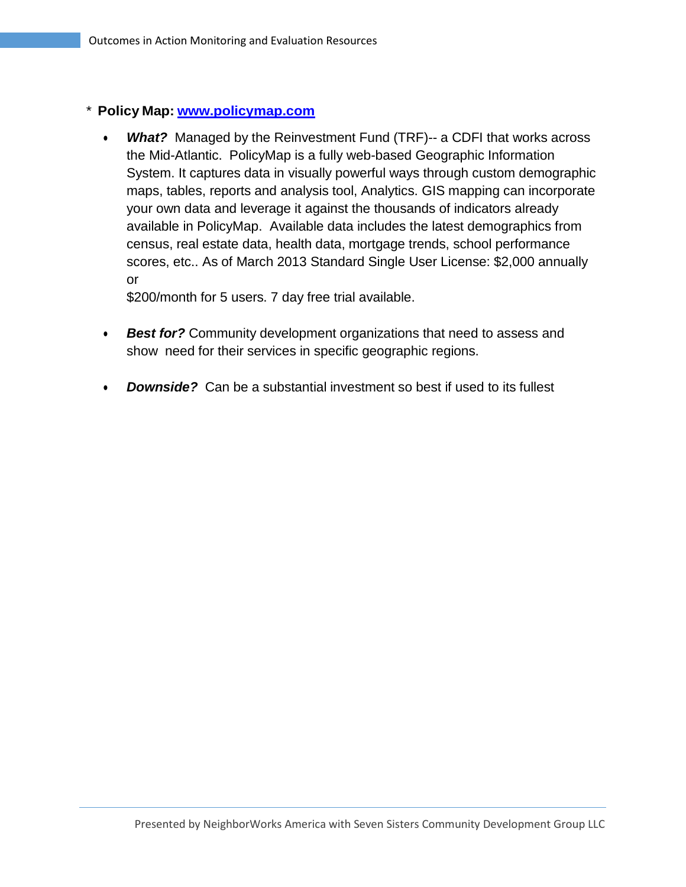* **Policy Map: [www.policymap.com](http://www.policymap.com)**

  - ***What?*** Managed by the Reinvestment Fund (TRF)-- a CDFI that works across the Mid-Atlantic. PolicyMap is a fully web-based Geographic Information System. It captures data in visually powerful ways through custom demographic maps, tables, reports and analysis tool, Analytics. GIS mapping can incorporate your own data and leverage it against the thousands of indicators already available in PolicyMap. Available data includes the latest demographics from census, real estate data, health data, mortgage trends, school performance scores, etc.. As of March 2013 Standard Single User License: $2,000 annually or
    $200/month for 5 users. 7 day free trial available.

  - ***Best for?*** Community development organizations that need to assess and show need for their services in specific geographic regions.

  - ***Downside?*** Can be a substantial investment so best if used to its fullest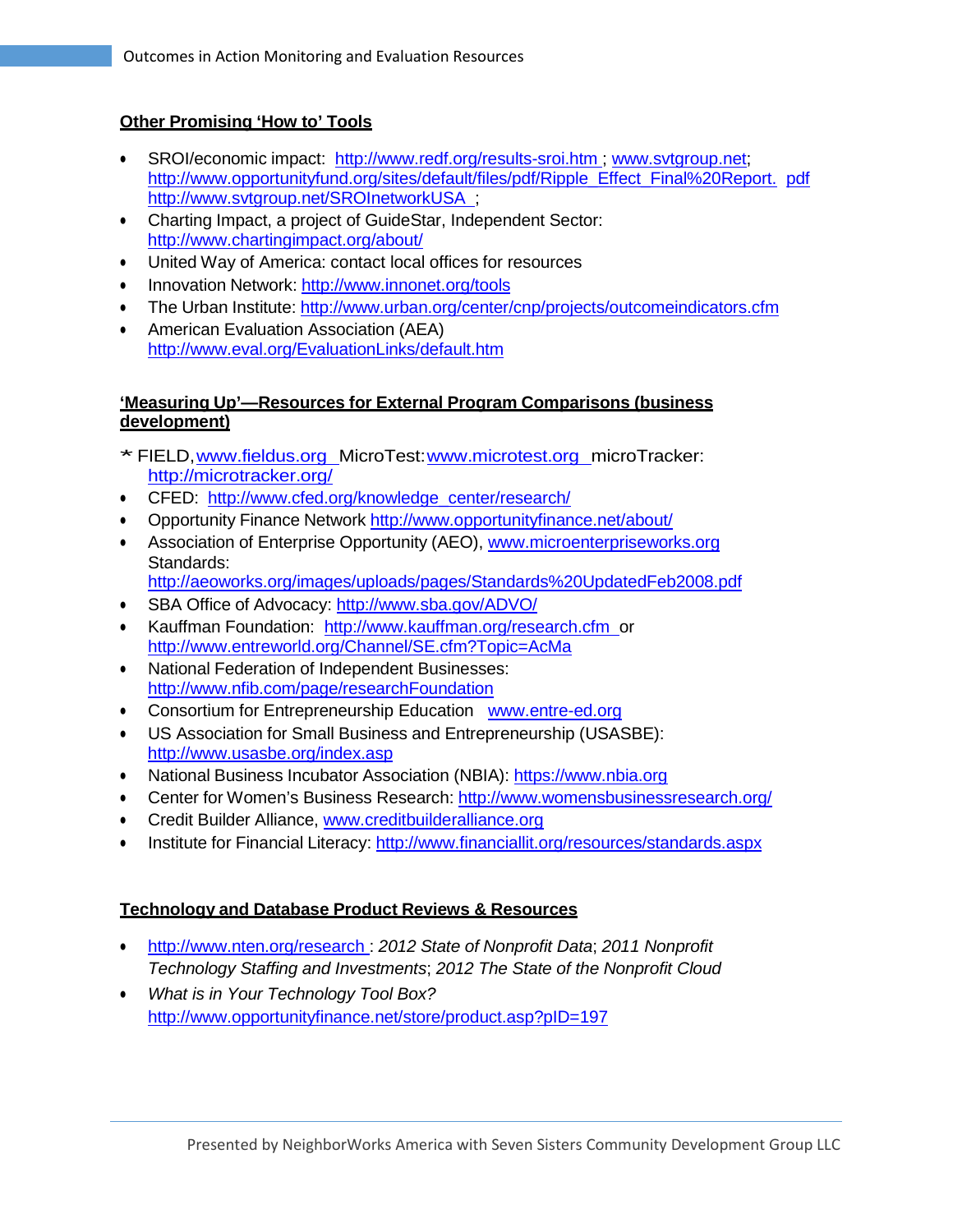**Other Promising 'How to' Tools**

- SROI/economic impact: http://www.redf.org/results-sroi.htm ; www.svtgroup.net; http://www.opportunityfund.org/sites/default/files/pdf/Ripple_Effect_Final%20Report. pdf http://www.svtgroup.net/SROInetworkUSA ;
- Charting Impact, a project of GuideStar, Independent Sector: http://www.chartingimpact.org/about/
- United Way of America: contact local offices for resources
- Innovation Network: http://www.innonet.org/tools
- The Urban Institute: http://www.urban.org/center/cnp/projects/outcomeindicators.cfm
- American Evaluation Association (AEA) http://www.eval.org/EvaluationLinks/default.htm

**'Measuring Up'—Resources for External Program Comparisons (business development)**

* FIELD, www.fieldus.org MicroTest: www.microtest.org microTracker: http://microtracker.org/
- CFED: http://www.cfed.org/knowledge_center/research/
- Opportunity Finance Network http://www.opportunityfinance.net/about/
- Association of Enterprise Opportunity (AEO), www.microenterpriseworks.org Standards: http://aeoworks.org/images/uploads/pages/Standards%20UpdatedFeb2008.pdf
- SBA Office of Advocacy: http://www.sba.gov/ADVO/
- Kauffman Foundation: http://www.kauffman.org/research.cfm or http://www.entreworld.org/Channel/SE.cfm?Topic=AcMa
- National Federation of Independent Businesses: http://www.nfib.com/page/researchFoundation
- Consortium for Entrepreneurship Education www.entre-ed.org
- US Association for Small Business and Entrepreneurship (USASBE): http://www.usasbe.org/index.asp
- National Business Incubator Association (NBIA): https://www.nbia.org
- Center for Women's Business Research: http://www.womensbusinessresearch.org/
- Credit Builder Alliance, www.creditbuilderalliance.org
- Institute for Financial Literacy: http://www.financiallit.org/resources/standards.aspx

**Technology and Database Product Reviews & Resources**

- http://www.nten.org/research : *2012 State of Nonprofit Data*; *2011 Nonprofit Technology Staffing and Investments*; *2012 The State of the Nonprofit Cloud*
- *What is in Your Technology Tool Box?* http://www.opportunityfinance.net/store/product.asp?pID=197